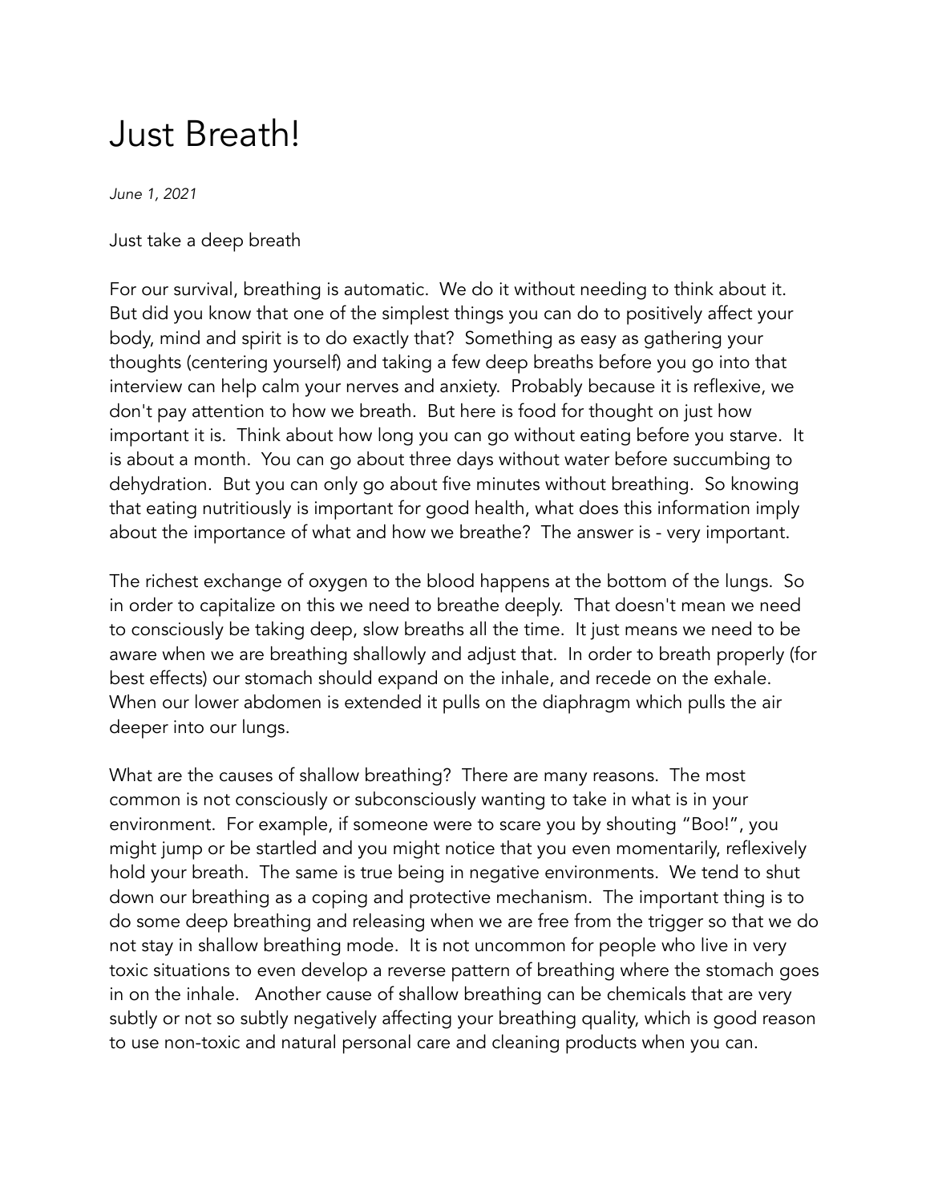# Just Breath!

*June 1, 2021*

Just take a deep breath

For our survival, breathing is automatic. We do it without needing to think about it. But did you know that one of the simplest things you can do to positively affect your body, mind and spirit is to do exactly that? Something as easy as gathering your thoughts (centering yourself) and taking a few deep breaths before you go into that interview can help calm your nerves and anxiety. Probably because it is reflexive, we don't pay attention to how we breath. But here is food for thought on just how important it is. Think about how long you can go without eating before you starve. It is about a month. You can go about three days without water before succumbing to dehydration. But you can only go about five minutes without breathing. So knowing that eating nutritiously is important for good health, what does this information imply about the importance of what and how we breathe? The answer is - very important.

The richest exchange of oxygen to the blood happens at the bottom of the lungs. So in order to capitalize on this we need to breathe deeply. That doesn't mean we need to consciously be taking deep, slow breaths all the time. It just means we need to be aware when we are breathing shallowly and adjust that. In order to breath properly (for best effects) our stomach should expand on the inhale, and recede on the exhale. When our lower abdomen is extended it pulls on the diaphragm which pulls the air deeper into our lungs.

What are the causes of shallow breathing? There are many reasons. The most common is not consciously or subconsciously wanting to take in what is in your environment. For example, if someone were to scare you by shouting "Boo!", you might jump or be startled and you might notice that you even momentarily, reflexively hold your breath. The same is true being in negative environments. We tend to shut down our breathing as a coping and protective mechanism. The important thing is to do some deep breathing and releasing when we are free from the trigger so that we do not stay in shallow breathing mode. It is not uncommon for people who live in very toxic situations to even develop a reverse pattern of breathing where the stomach goes in on the inhale. Another cause of shallow breathing can be chemicals that are very subtly or not so subtly negatively affecting your breathing quality, which is good reason to use non-toxic and natural personal care and cleaning products when you can.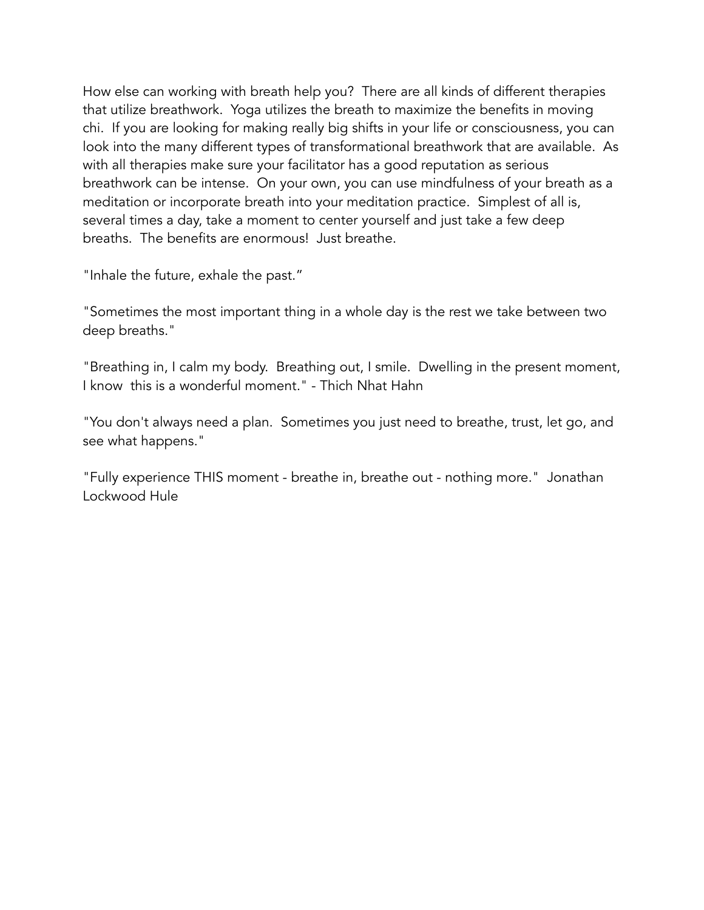How else can working with breath help you? There are all kinds of different therapies that utilize breathwork. Yoga utilizes the breath to maximize the benefits in moving chi. If you are looking for making really big shifts in your life or consciousness, you can look into the many different types of transformational breathwork that are available. As with all therapies make sure your facilitator has a good reputation as serious breathwork can be intense. On your own, you can use mindfulness of your breath as a meditation or incorporate breath into your meditation practice. Simplest of all is, several times a day, take a moment to center yourself and just take a few deep breaths. The benefits are enormous! Just breathe.

"Inhale the future, exhale the past."

"Sometimes the most important thing in a whole day is the rest we take between two deep breaths."

"Breathing in, I calm my body. Breathing out, I smile. Dwelling in the present moment, I know this is a wonderful moment." - Thich Nhat Hahn

"You don't always need a plan. Sometimes you just need to breathe, trust, let go, and see what happens."

"Fully experience THIS moment - breathe in, breathe out - nothing more." Jonathan Lockwood Hule